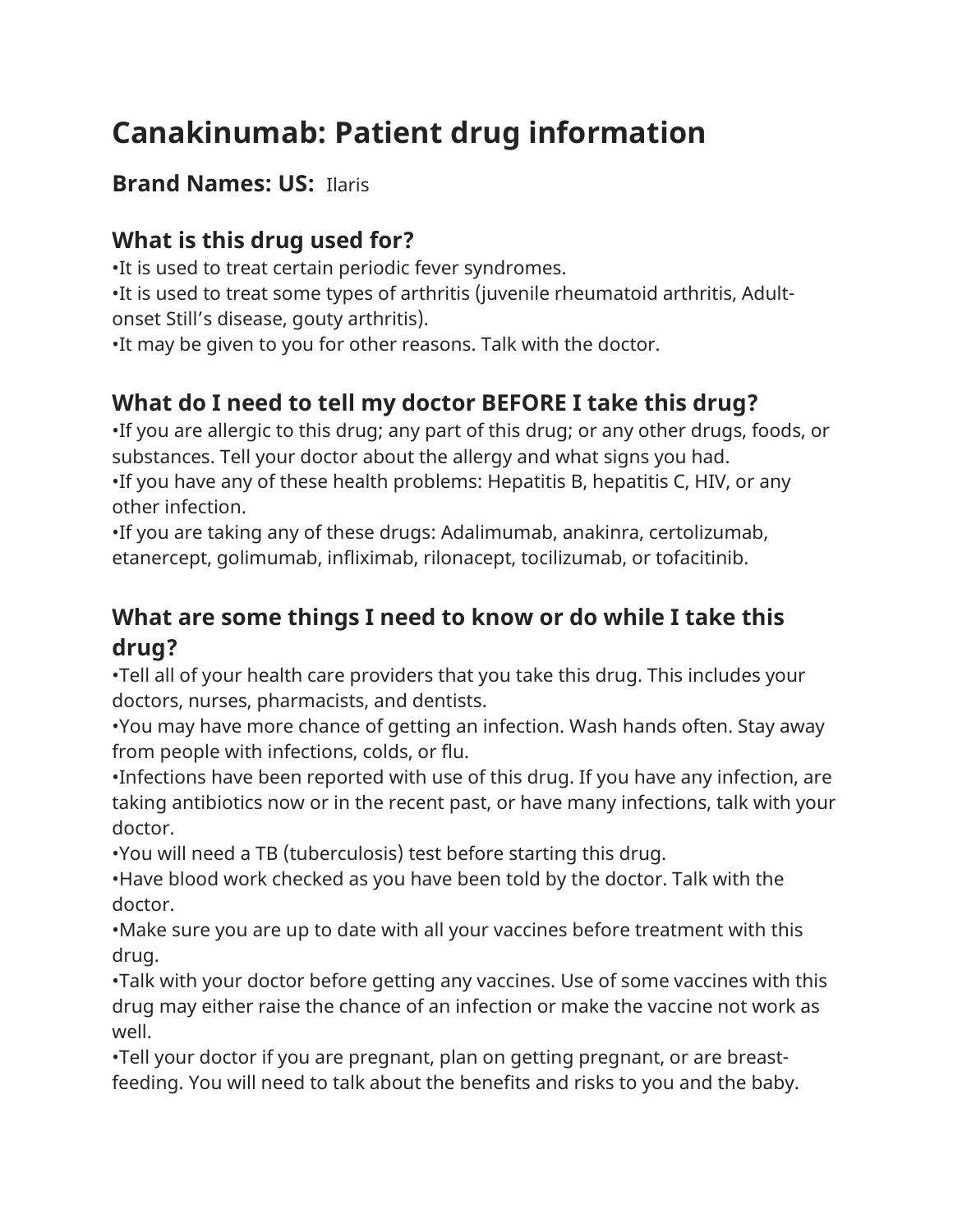# Canakinumab: Patient drug information

## Brand Names: US: Ilaris

## What is this drug used for?

•It is used to treat certain periodic fever syndromes.
•It is used to treat some types of arthritis (juvenile rheumatoid arthritis, Adult-onset Still's disease, gouty arthritis).
•It may be given to you for other reasons. Talk with the doctor.

## What do I need to tell my doctor BEFORE I take this drug?

•If you are allergic to this drug; any part of this drug; or any other drugs, foods, or substances. Tell your doctor about the allergy and what signs you had.
•If you have any of these health problems: Hepatitis B, hepatitis C, HIV, or any other infection.
•If you are taking any of these drugs: Adalimumab, anakinra, certolizumab, etanercept, golimumab, infliximab, rilonacept, tocilizumab, or tofacitinib.

## What are some things I need to know or do while I take this drug?

•Tell all of your health care providers that you take this drug. This includes your doctors, nurses, pharmacists, and dentists.
•You may have more chance of getting an infection. Wash hands often. Stay away from people with infections, colds, or flu.
•Infections have been reported with use of this drug. If you have any infection, are taking antibiotics now or in the recent past, or have many infections, talk with your doctor.
•You will need a TB (tuberculosis) test before starting this drug.
•Have blood work checked as you have been told by the doctor. Talk with the doctor.
•Make sure you are up to date with all your vaccines before treatment with this drug.
•Talk with your doctor before getting any vaccines. Use of some vaccines with this drug may either raise the chance of an infection or make the vaccine not work as well.
•Tell your doctor if you are pregnant, plan on getting pregnant, or are breast-feeding. You will need to talk about the benefits and risks to you and the baby.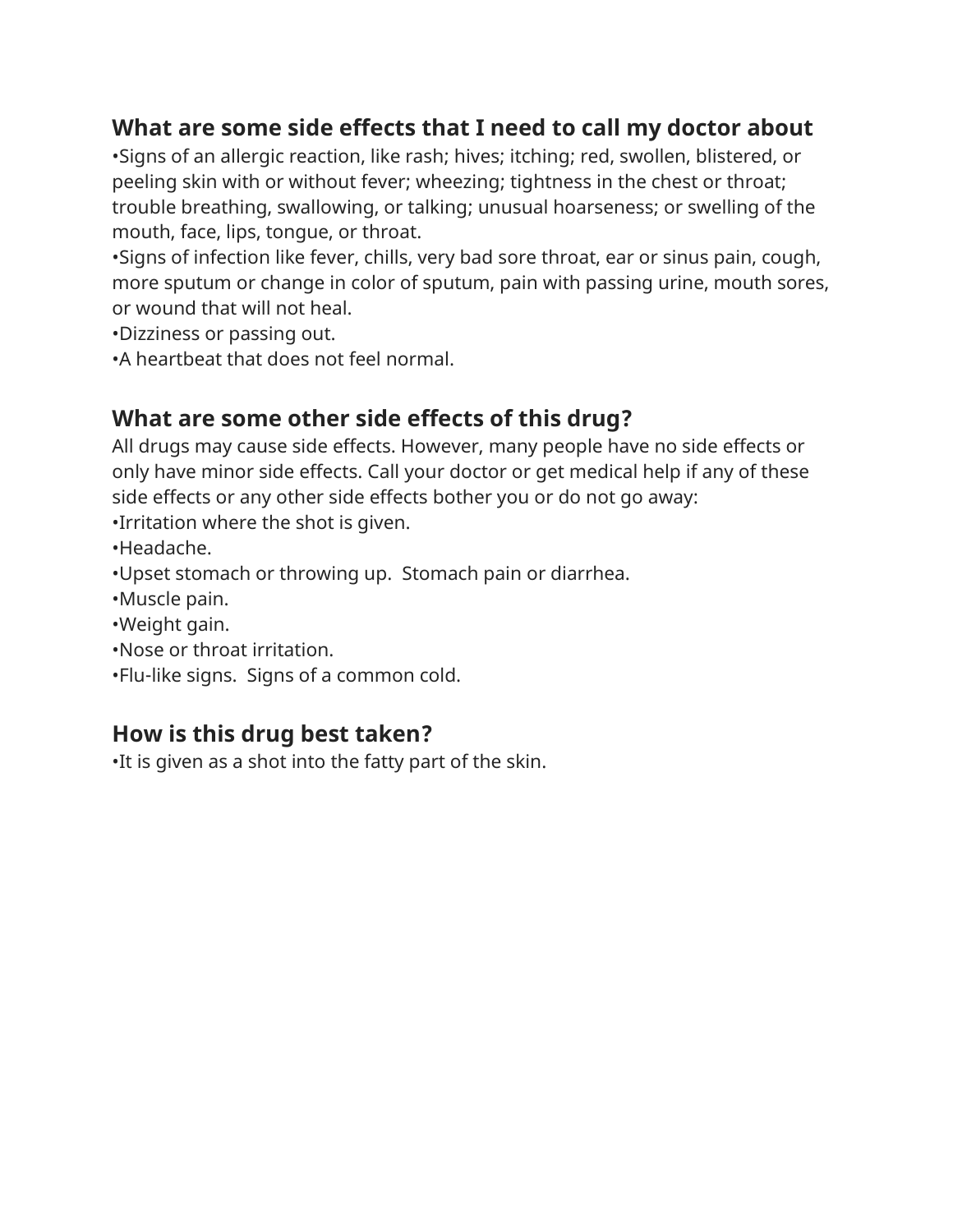## What are some side effects that I need to call my doctor about

- Signs of an allergic reaction, like rash; hives; itching; red, swollen, blistered, or peeling skin with or without fever; wheezing; tightness in the chest or throat; trouble breathing, swallowing, or talking; unusual hoarseness; or swelling of the mouth, face, lips, tongue, or throat.
- Signs of infection like fever, chills, very bad sore throat, ear or sinus pain, cough, more sputum or change in color of sputum, pain with passing urine, mouth sores, or wound that will not heal.
- Dizziness or passing out.
- A heartbeat that does not feel normal.

## What are some other side effects of this drug?

All drugs may cause side effects. However, many people have no side effects or only have minor side effects. Call your doctor or get medical help if any of these side effects or any other side effects bother you or do not go away:

- Irritation where the shot is given.
- Headache.
- Upset stomach or throwing up. Stomach pain or diarrhea.
- Muscle pain.
- Weight gain.
- Nose or throat irritation.
- Flu-like signs. Signs of a common cold.

## How is this drug best taken?

- It is given as a shot into the fatty part of the skin.